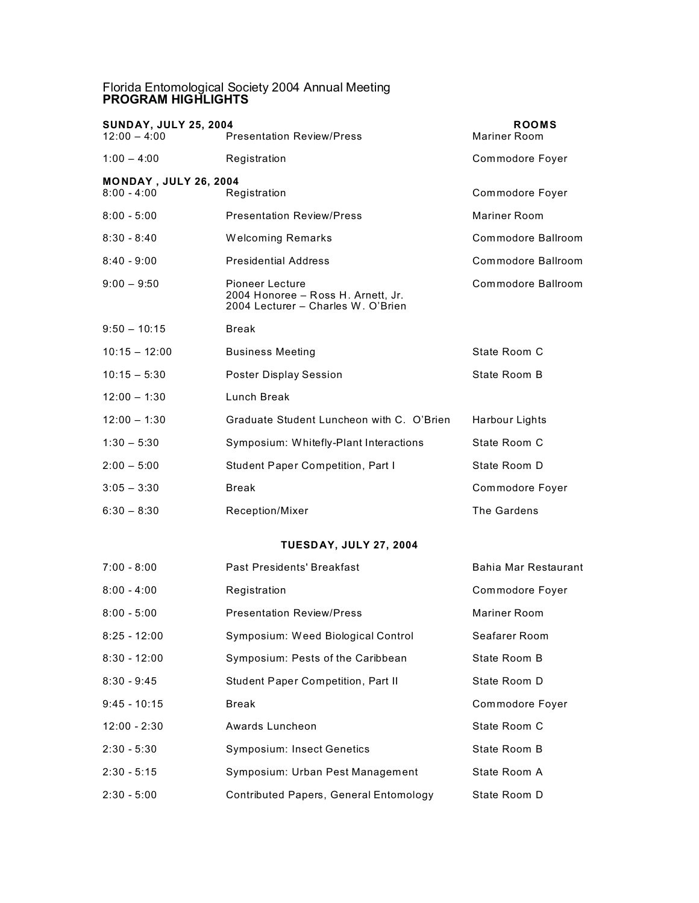Florida Entomological Society 2004 Annual Meeting
**PROGRAM HIGHLIGHTS**

| **SUNDAY, JULY 25, 2004** | | **ROOMS** |
|---|---|---|
| 12:00 – 4:00 | Presentation Review/Press | Mariner Room |
| 1:00 – 4:00 | Registration | Commodore Foyer |
| **MONDAY , JULY 26, 2004** | | |
| 8:00 - 4:00 | Registration | Commodore Foyer |
| 8:00 - 5:00 | Presentation Review/Press | Mariner Room |
| 8:30 - 8:40 | Welcoming Remarks | Commodore Ballroom |
| 8:40 - 9:00 | Presidential Address | Commodore Ballroom |
| 9:00 – 9:50 | Pioneer Lecture<br>2004 Honoree – Ross H. Arnett, Jr.<br>2004 Lecturer – Charles W. O'Brien | Commodore Ballroom |
| 9:50 – 10:15 | Break | |
| 10:15 – 12:00 | Business Meeting | State Room C |
| 10:15 – 5:30 | Poster Display Session | State Room B |
| 12:00 – 1:30 | Lunch Break | |
| 12:00 – 1:30 | Graduate Student Luncheon with C. O'Brien | Harbour Lights |
| 1:30 – 5:30 | Symposium: Whitefly-Plant Interactions | State Room C |
| 2:00 – 5:00 | Student Paper Competition, Part I | State Room D |
| 3:05 – 3:30 | Break | Commodore Foyer |
| 6:30 – 8:30 | Reception/Mixer | The Gardens |

**TUESDAY, JULY 27, 2004**

| | | |
|---|---|---|
| 7:00 - 8:00 | Past Presidents' Breakfast | Bahia Mar Restaurant |
| 8:00 - 4:00 | Registration | Commodore Foyer |
| 8:00 - 5:00 | Presentation Review/Press | Mariner Room |
| 8:25 - 12:00 | Symposium: Weed Biological Control | Seafarer Room |
| 8:30 - 12:00 | Symposium: Pests of the Caribbean | State Room B |
| 8:30 - 9:45 | Student Paper Competition, Part II | State Room D |
| 9:45 - 10:15 | Break | Commodore Foyer |
| 12:00 - 2:30 | Awards Luncheon | State Room C |
| 2:30 - 5:30 | Symposium: Insect Genetics | State Room B |
| 2:30 - 5:15 | Symposium: Urban Pest Management | State Room A |
| 2:30 - 5:00 | Contributed Papers, General Entomology | State Room D |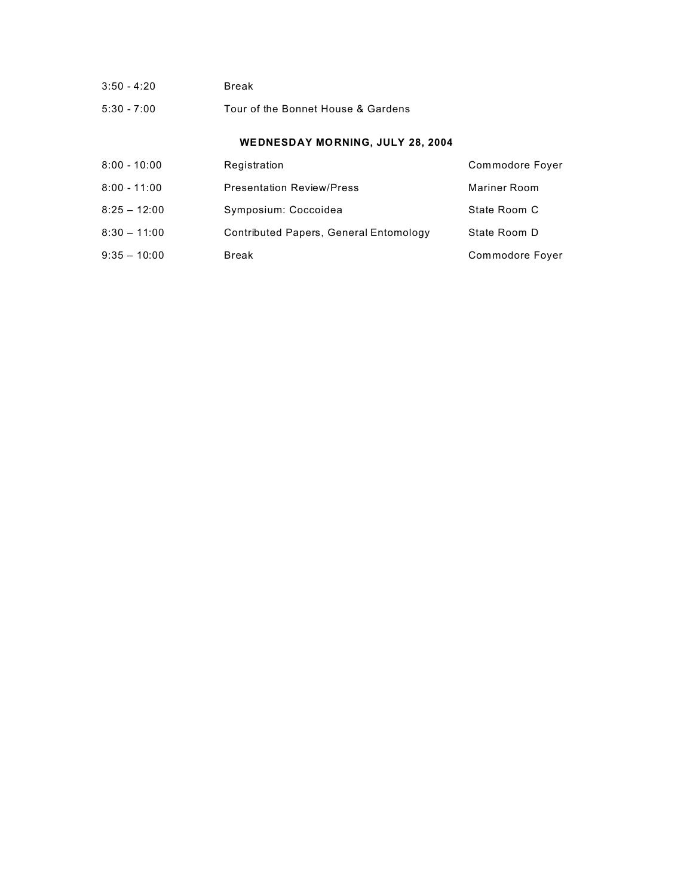| | | |
|---|---|---|
| 3:50 - 4:20 | Break | |
| 5:30 - 7:00 | Tour of the Bonnet House & Gardens | |

**WEDNESDAY MORNING, JULY 28, 2004**

| | | |
|---|---|---|
| 8:00 - 10:00 | Registration | Commodore Foyer |
| 8:00 - 11:00 | Presentation Review/Press | Mariner Room |
| 8:25 – 12:00 | Symposium: Coccoidea | State Room C |
| 8:30 – 11:00 | Contributed Papers, General Entomology | State Room D |
| 9:35 – 10:00 | Break | Commodore Foyer |